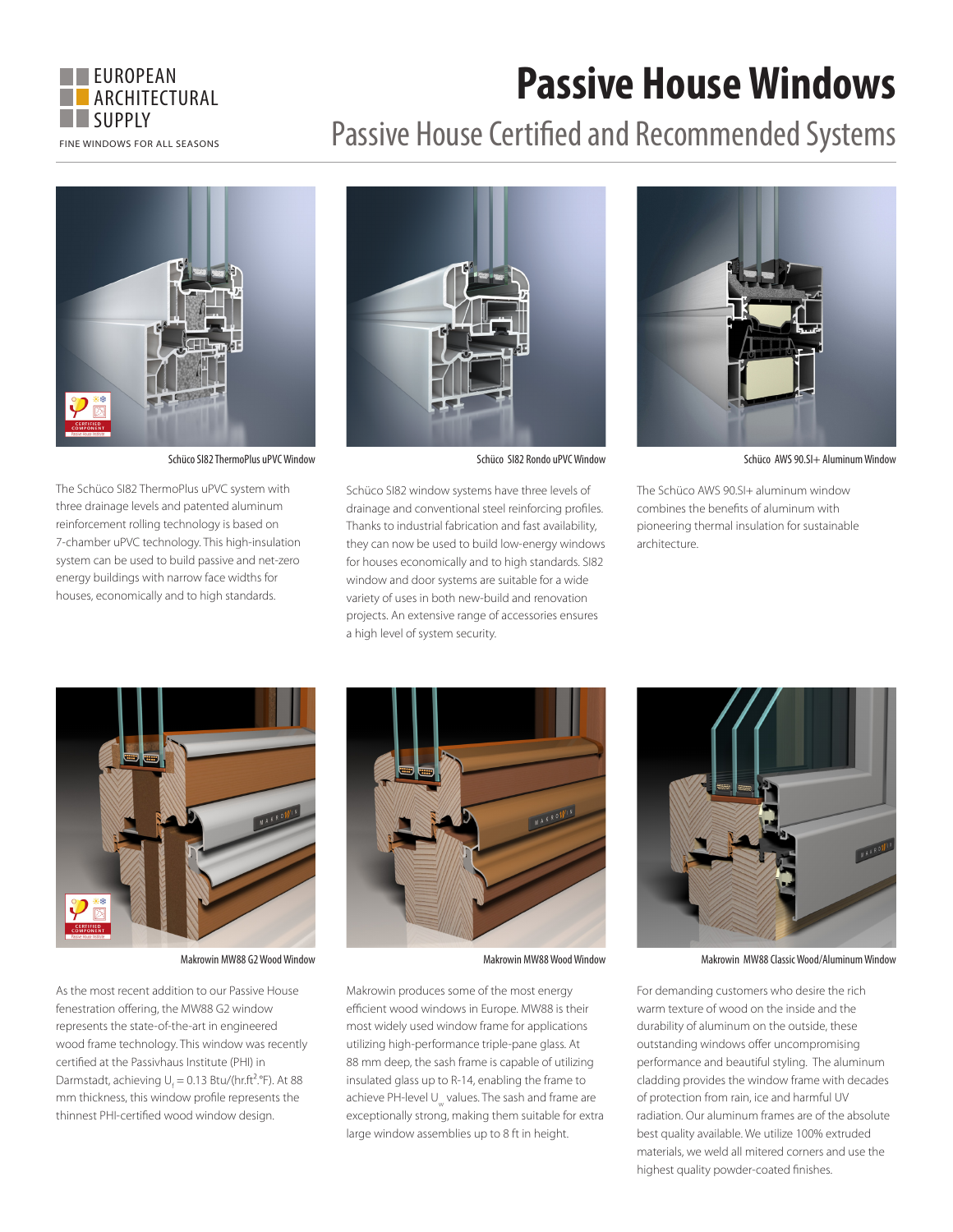EUROPEAN ARCHITECTURAL SUPPLY

FINE WINDOWS FOR ALL SEASONS

# Passive House Windows

## Passive House Certified and Recommended Systems

Schüco SI82 ThermoPlus uPVC Window

The Schüco SI82 ThermoPlus uPVC system with three drainage levels and patented aluminum reinforcement rolling technology is based on 7-chamber uPVC technology. This high-insulation system can be used to build passive and net-zero energy buildings with narrow face widths for houses, economically and to high standards.

Schüco SI82 Rondo uPVC Window

Schüco SI82 window systems have three levels of drainage and conventional steel reinforcing profiles. Thanks to industrial fabrication and fast availability, they can now be used to build low-energy windows for houses economically and to high standards. SI82 window and door systems are suitable for a wide variety of uses in both new-build and renovation projects. An extensive range of accessories ensures a high level of system security.

Schüco AWS 90.SI+ Aluminum Window

The Schüco AWS 90.SI+ aluminum window combines the benefits of aluminum with pioneering thermal insulation for sustainable architecture.

Makrowin MW88 G2 Wood Window

As the most recent addition to our Passive House fenestration offering, the MW88 G2 window represents the state-of-the-art in engineered wood frame technology. This window was recently certified at the Passivhaus Institute (PHI) in Darmstadt, achieving $U_f = 0.13$ Btu/(hr.ft$^2$.°F). At 88 mm thickness, this window profile represents the thinnest PHI-certified wood window design.

Makrowin MW88 Wood Window

Makrowin produces some of the most energy efficient wood windows in Europe. MW88 is their most widely used window frame for applications utilizing high-performance triple-pane glass. At 88 mm deep, the sash frame is capable of utilizing insulated glass up to R-14, enabling the frame to achieve PH-level $U_w$ values. The sash and frame are exceptionally strong, making them suitable for extra large window assemblies up to 8 ft in height.

Makrowin MW88 Classic Wood/Aluminum Window

For demanding customers who desire the rich warm texture of wood on the inside and the durability of aluminum on the outside, these outstanding windows offer uncompromising performance and beautiful styling. The aluminum cladding provides the window frame with decades of protection from rain, ice and harmful UV radiation. Our aluminum frames are of the absolute best quality available. We utilize 100% extruded materials, we weld all mitered corners and use the highest quality powder-coated finishes.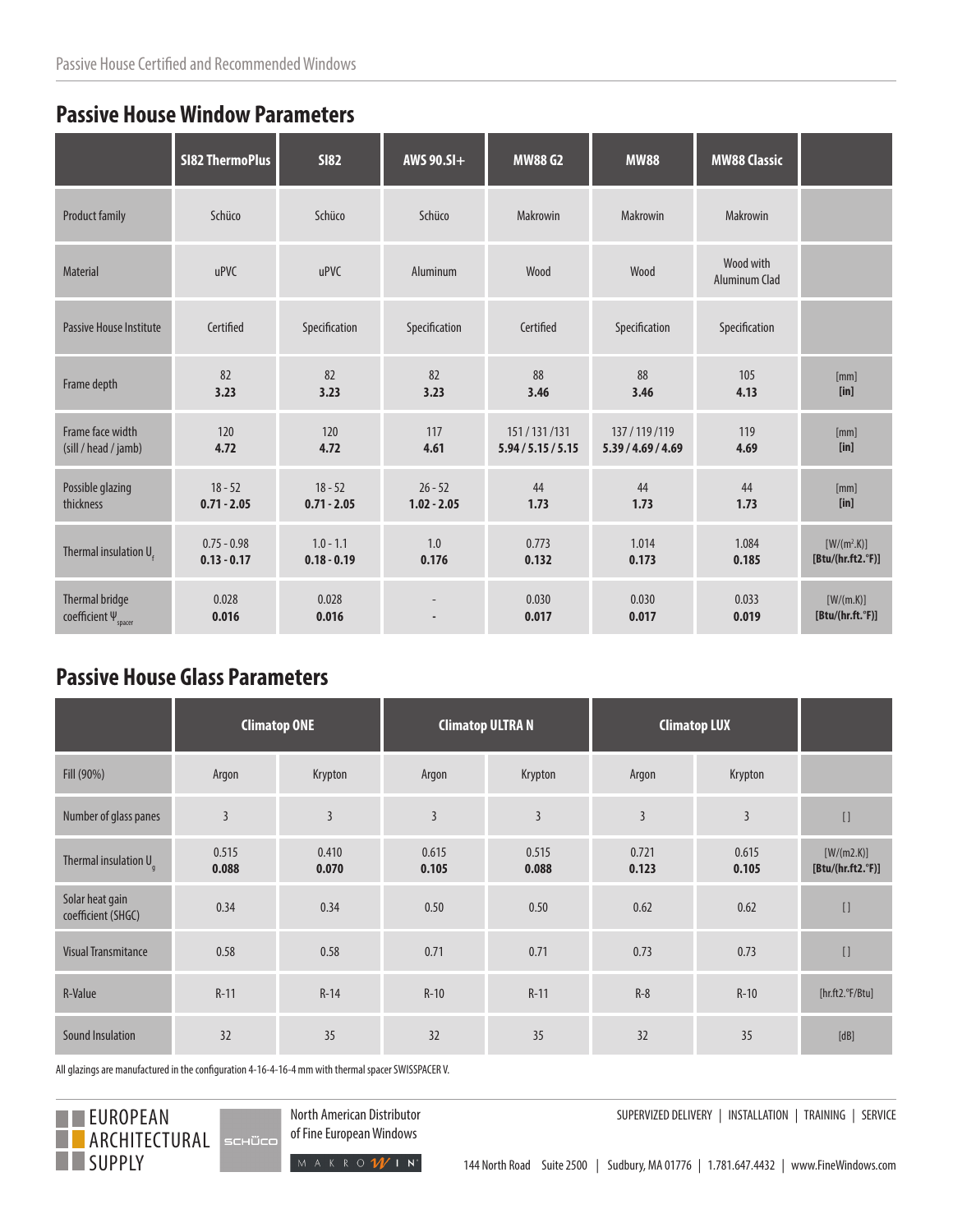## Passive House Window Parameters

| | SI82 ThermoPlus | SI82 | AWS 90.SI+ | MW88 G2 | MW88 | MW88 Classic | |
|---|---|---|---|---|---|---|---|
| Product family | Schüco | Schüco | Schüco | Makrowin | Makrowin | Makrowin | |
| Material | uPVC | uPVC | Aluminum | Wood | Wood | Wood with Aluminum Clad | |
| Passive House Institute | Certified | Specification | Specification | Certified | Specification | Specification | |
| Frame depth | 82 **3.23** | 82 **3.23** | 82 **3.23** | 88 **3.46** | 88 **3.46** | 105 **4.13** | [mm] **[in]** |
| Frame face width (sill / head / jamb) | 120 **4.72** | 120 **4.72** | 117 **4.61** | 151 / 131 /131 **5.94 / 5.15 / 5.15** | 137 / 119 /119 **5.39 / 4.69 / 4.69** | 119 **4.69** | [mm] **[in]** |
| Possible glazing thickness | 18 - 52 **0.71 - 2.05** | 18 - 52 **0.71 - 2.05** | 26 - 52 **1.02 - 2.05** | 44 **1.73** | 44 **1.73** | 44 **1.73** | [mm] **[in]** |
| Thermal insulation $U_f$ | 0.75 - 0.98 **0.13 - 0.17** | 1.0 - 1.1 **0.18 - 0.19** | 1.0 **0.176** | 0.773 **0.132** | 1.014 **0.173** | 1.084 **0.185** | [W/(m².K)] **[Btu/(hr.ft2.°F)]** |
| Thermal bridge coefficient $\Psi_{spacer}$ | 0.028 **0.016** | 0.028 **0.016** | - **-** | 0.030 **0.017** | 0.030 **0.017** | 0.033 **0.019** | [W/(m.K)] **[Btu/(hr.ft.°F)]** |

## Passive House Glass Parameters

| | Climatop ONE | | Climatop ULTRA N | | Climatop LUX | | |
|---|---|---|---|---|---|---|---|
| Fill (90%) | Argon | Krypton | Argon | Krypton | Argon | Krypton | |
| Number of glass panes | 3 | 3 | 3 | 3 | 3 | 3 | [] |
| Thermal insulation $U_g$ | 0.515 **0.088** | 0.410 **0.070** | 0.615 **0.105** | 0.515 **0.088** | 0.721 **0.123** | 0.615 **0.105** | [W/(m2.K)] **[Btu/(hr.ft2.°F)]** |
| Solar heat gain coefficient (SHGC) | 0.34 | 0.34 | 0.50 | 0.50 | 0.62 | 0.62 | [] |
| Visual Transmitance | 0.58 | 0.58 | 0.71 | 0.71 | 0.73 | 0.73 | [] |
| R-Value | R-11 | R-14 | R-10 | R-11 | R-8 | R-10 | [hr.ft2.°F/Btu] |
| Sound Insulation | 32 | 35 | 32 | 35 | 32 | 35 | [dB] |

All glazings are manufactured in the configuration 4-16-4-16-4 mm with thermal spacer SWISSPACER V.

EUROPEAN ARCHITECTURAL SUPPLY

SCHÜCO

North American Distributor of Fine European Windows

MAKROWIN

SUPERVIZED DELIVERY | INSTALLATION | TRAINING | SERVICE

144 North Road Suite 2500 | Sudbury, MA 01776 | 1.781.647.4432 | www.FineWindows.com